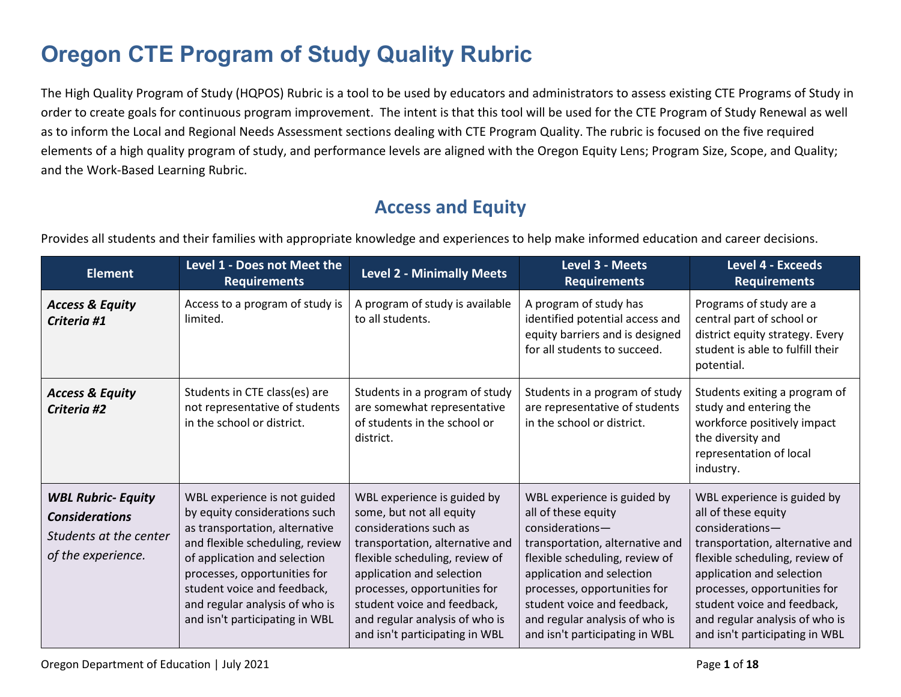# Oregon CTE Program of Study Quality Rubric

The High Quality Program of Study (HQPOS) Rubric is a tool to be used by educators and administrators to assess existing CTE Programs of Study in order to create goals for continuous program improvement. The intent is that this tool will be used for the CTE Program of Study Renewal as well as to inform the Local and Regional Needs Assessment sections dealing with CTE Program Quality. The rubric is focused on the five required elements of a high quality program of study, and performance levels are aligned with the Oregon Equity Lens; Program Size, Scope, and Quality; and the Work-Based Learning Rubric.

## Access and Equity

Provides all students and their families with appropriate knowledge and experiences to help make informed education and career decisions.

| Element | Level 1 - Does not Meet the Requirements | Level 2 - Minimally Meets | Level 3 - Meets Requirements | Level 4 - Exceeds Requirements |
|---|---|---|---|---|
| ***Access & Equity Criteria #1*** | Access to a program of study is limited. | A program of study is available to all students. | A program of study has identified potential access and equity barriers and is designed for all students to succeed. | Programs of study are a central part of school or district equity strategy. Every student is able to fulfill their potential. |
| ***Access & Equity Criteria #2*** | Students in CTE class(es) are not representative of students in the school or district. | Students in a program of study are somewhat representative of students in the school or district. | Students in a program of study are representative of students in the school or district. | Students exiting a program of study and entering the workforce positively impact the diversity and representation of local industry. |
| ***WBL Rubric- Equity Considerations*** *Students at the center of the experience.* | WBL experience is not guided by equity considerations such as transportation, alternative and flexible scheduling, review of application and selection processes, opportunities for student voice and feedback, and regular analysis of who is and isn't participating in WBL | WBL experience is guided by some, but not all equity considerations such as transportation, alternative and flexible scheduling, review of application and selection processes, opportunities for student voice and feedback, and regular analysis of who is and isn't participating in WBL | WBL experience is guided by all of these equity considerations—transportation, alternative and flexible scheduling, review of application and selection processes, opportunities for student voice and feedback, and regular analysis of who is and isn't participating in WBL | WBL experience is guided by all of these equity considerations—transportation, alternative and flexible scheduling, review of application and selection processes, opportunities for student voice and feedback, and regular analysis of who is and isn't participating in WBL |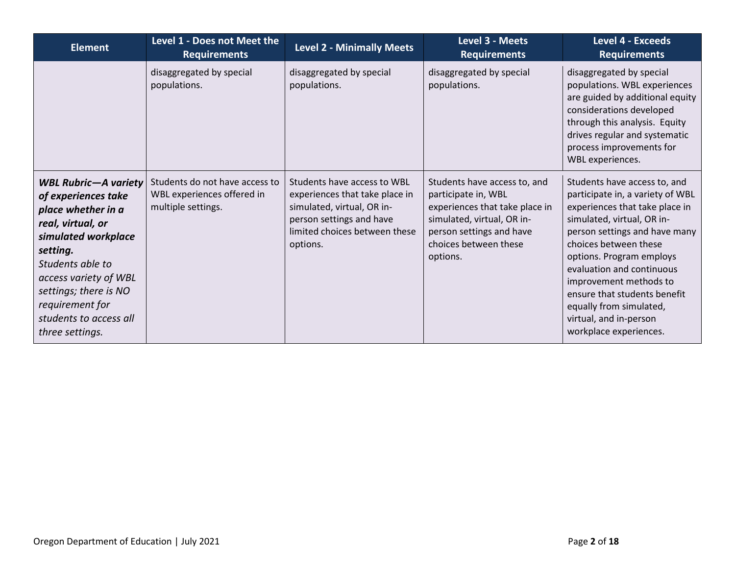| Element | Level 1 - Does not Meet the Requirements | Level 2 - Minimally Meets | Level 3 - Meets Requirements | Level 4 - Exceeds Requirements |
|---|---|---|---|---|
| | disaggregated by special populations. | disaggregated by special populations. | disaggregated by special populations. | disaggregated by special populations. WBL experiences are guided by additional equity considerations developed through this analysis. Equity drives regular and systematic process improvements for WBL experiences. |
| ***WBL Rubric—A variety of experiences take place whether in a real, virtual, or simulated workplace setting.*** *Students able to access variety of WBL settings; there is NO requirement for students to access all three settings.* | Students do not have access to WBL experiences offered in multiple settings. | Students have access to WBL experiences that take place in simulated, virtual, OR in-person settings and have limited choices between these options. | Students have access to, and participate in, WBL experiences that take place in simulated, virtual, OR in-person settings and have choices between these options. | Students have access to, and participate in, a variety of WBL experiences that take place in simulated, virtual, OR in-person settings and have many choices between these options. Program employs evaluation and continuous improvement methods to ensure that students benefit equally from simulated, virtual, and in-person workplace experiences. |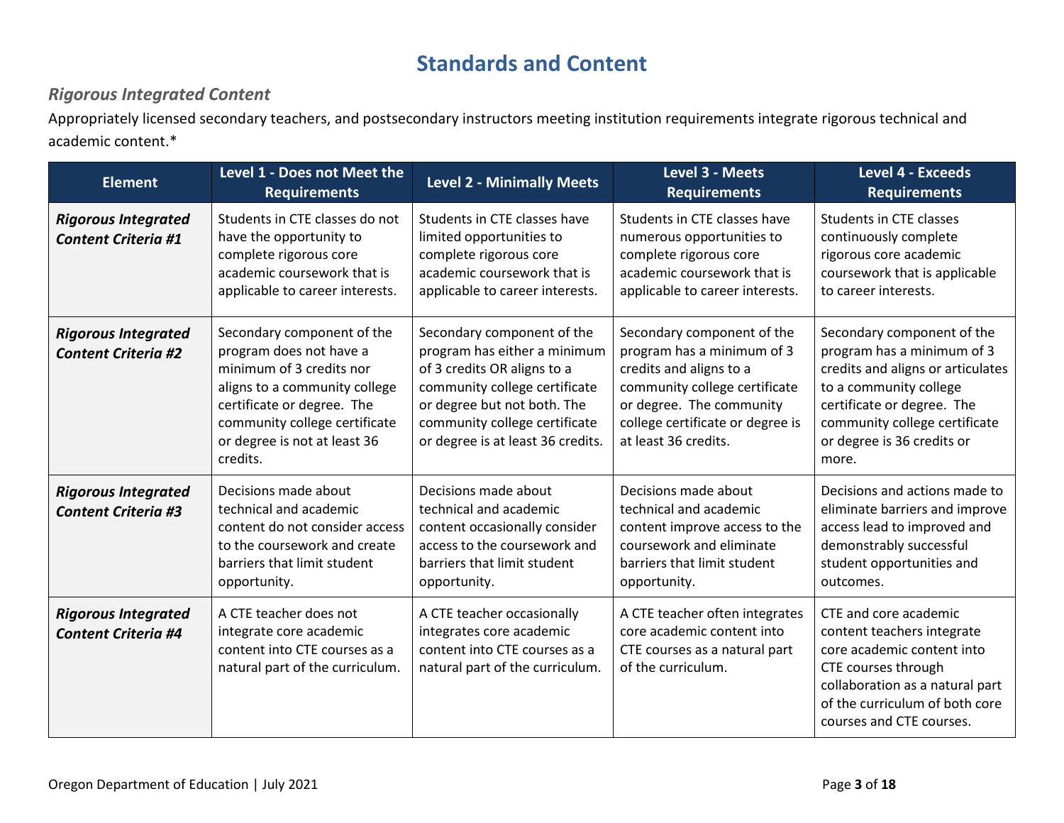# Standards and Content

## *Rigorous Integrated Content*

Appropriately licensed secondary teachers, and postsecondary instructors meeting institution requirements integrate rigorous technical and academic content.*

| Element | Level 1 - Does not Meet the Requirements | Level 2 - Minimally Meets | Level 3 - Meets Requirements | Level 4 - Exceeds Requirements |
|---|---|---|---|---|
| ***Rigorous Integrated Content Criteria #1*** | Students in CTE classes do not have the opportunity to complete rigorous core academic coursework that is applicable to career interests. | Students in CTE classes have limited opportunities to complete rigorous core academic coursework that is applicable to career interests. | Students in CTE classes have numerous opportunities to complete rigorous core academic coursework that is applicable to career interests. | Students in CTE classes continuously complete rigorous core academic coursework that is applicable to career interests. |
| ***Rigorous Integrated Content Criteria #2*** | Secondary component of the program does not have a minimum of 3 credits nor aligns to a community college certificate or degree. The community college certificate or degree is not at least 36 credits. | Secondary component of the program has either a minimum of 3 credits OR aligns to a community college certificate or degree but not both. The community college certificate or degree is at least 36 credits. | Secondary component of the program has a minimum of 3 credits and aligns to a community college certificate or degree. The community college certificate or degree is at least 36 credits. | Secondary component of the program has a minimum of 3 credits and aligns or articulates to a community college certificate or degree. The community college certificate or degree is 36 credits or more. |
| ***Rigorous Integrated Content Criteria #3*** | Decisions made about technical and academic content do not consider access to the coursework and create barriers that limit student opportunity. | Decisions made about technical and academic content occasionally consider access to the coursework and barriers that limit student opportunity. | Decisions made about technical and academic content improve access to the coursework and eliminate barriers that limit student opportunity. | Decisions and actions made to eliminate barriers and improve access lead to improved and demonstrably successful student opportunities and outcomes. |
| ***Rigorous Integrated Content Criteria #4*** | A CTE teacher does not integrate core academic content into CTE courses as a natural part of the curriculum. | A CTE teacher occasionally integrates core academic content into CTE courses as a natural part of the curriculum. | A CTE teacher often integrates core academic content into CTE courses as a natural part of the curriculum. | CTE and core academic content teachers integrate core academic content into CTE courses through collaboration as a natural part of the curriculum of both core courses and CTE courses. |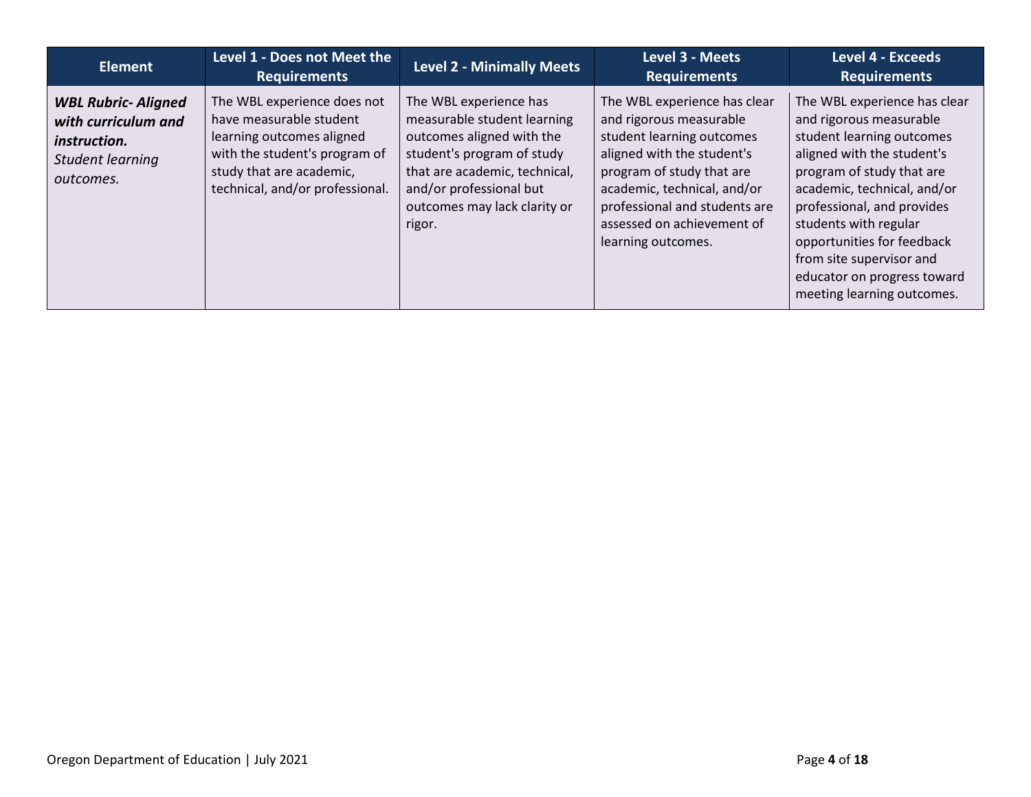| Element | Level 1 - Does not Meet the Requirements | Level 2 - Minimally Meets | Level 3 - Meets Requirements | Level 4 - Exceeds Requirements |
|---|---|---|---|---|
| ***WBL Rubric- Aligned with curriculum and instruction.*** *Student learning outcomes.* | The WBL experience does not have measurable student learning outcomes aligned with the student's program of study that are academic, technical, and/or professional. | The WBL experience has measurable student learning outcomes aligned with the student's program of study that are academic, technical, and/or professional but outcomes may lack clarity or rigor. | The WBL experience has clear and rigorous measurable student learning outcomes aligned with the student's program of study that are academic, technical, and/or professional and students are assessed on achievement of learning outcomes. | The WBL experience has clear and rigorous measurable student learning outcomes aligned with the student's program of study that are academic, technical, and/or professional, and provides students with regular opportunities for feedback from site supervisor and educator on progress toward meeting learning outcomes. |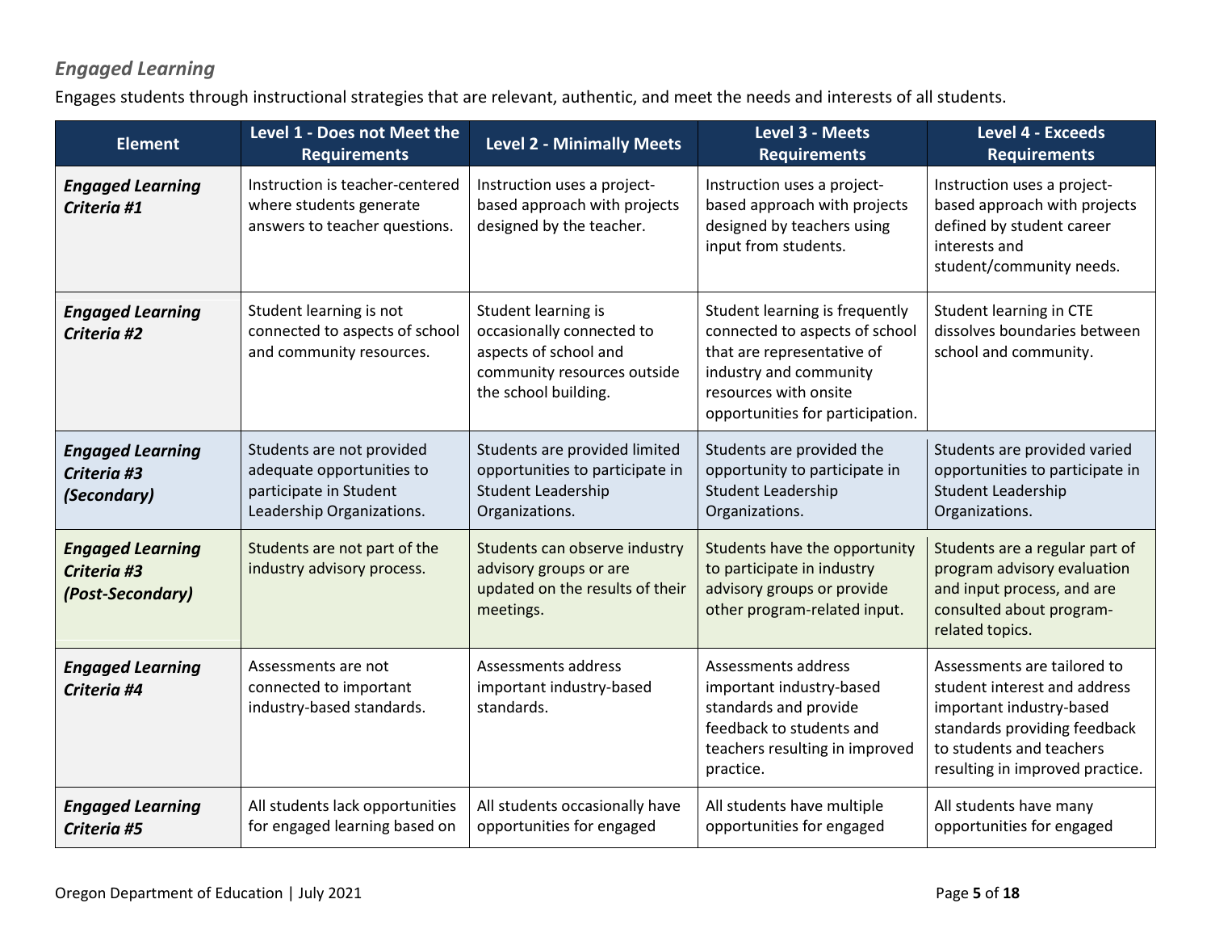### *Engaged Learning*

Engages students through instructional strategies that are relevant, authentic, and meet the needs and interests of all students.

| Element | Level 1 - Does not Meet the Requirements | Level 2 - Minimally Meets | Level 3 - Meets Requirements | Level 4 - Exceeds Requirements |
|---|---|---|---|---|
| ***Engaged Learning Criteria #1*** | Instruction is teacher-centered where students generate answers to teacher questions. | Instruction uses a project-based approach with projects designed by the teacher. | Instruction uses a project-based approach with projects designed by teachers using input from students. | Instruction uses a project-based approach with projects defined by student career interests and student/community needs. |
| ***Engaged Learning Criteria #2*** | Student learning is not connected to aspects of school and community resources. | Student learning is occasionally connected to aspects of school and community resources outside the school building. | Student learning is frequently connected to aspects of school that are representative of industry and community resources with onsite opportunities for participation. | Student learning in CTE dissolves boundaries between school and community. |
| ***Engaged Learning Criteria #3 (Secondary)*** | Students are not provided adequate opportunities to participate in Student Leadership Organizations. | Students are provided limited opportunities to participate in Student Leadership Organizations. | Students are provided the opportunity to participate in Student Leadership Organizations. | Students are provided varied opportunities to participate in Student Leadership Organizations. |
| ***Engaged Learning Criteria #3 (Post-Secondary)*** | Students are not part of the industry advisory process. | Students can observe industry advisory groups or are updated on the results of their meetings. | Students have the opportunity to participate in industry advisory groups or provide other program-related input. | Students are a regular part of program advisory evaluation and input process, and are consulted about program-related topics. |
| ***Engaged Learning Criteria #4*** | Assessments are not connected to important industry-based standards. | Assessments address important industry-based standards. | Assessments address important industry-based standards and provide feedback to students and teachers resulting in improved practice. | Assessments are tailored to student interest and address important industry-based standards providing feedback to students and teachers resulting in improved practice. |
| ***Engaged Learning Criteria #5*** | All students lack opportunities for engaged learning based on | All students occasionally have opportunities for engaged | All students have multiple opportunities for engaged | All students have many opportunities for engaged |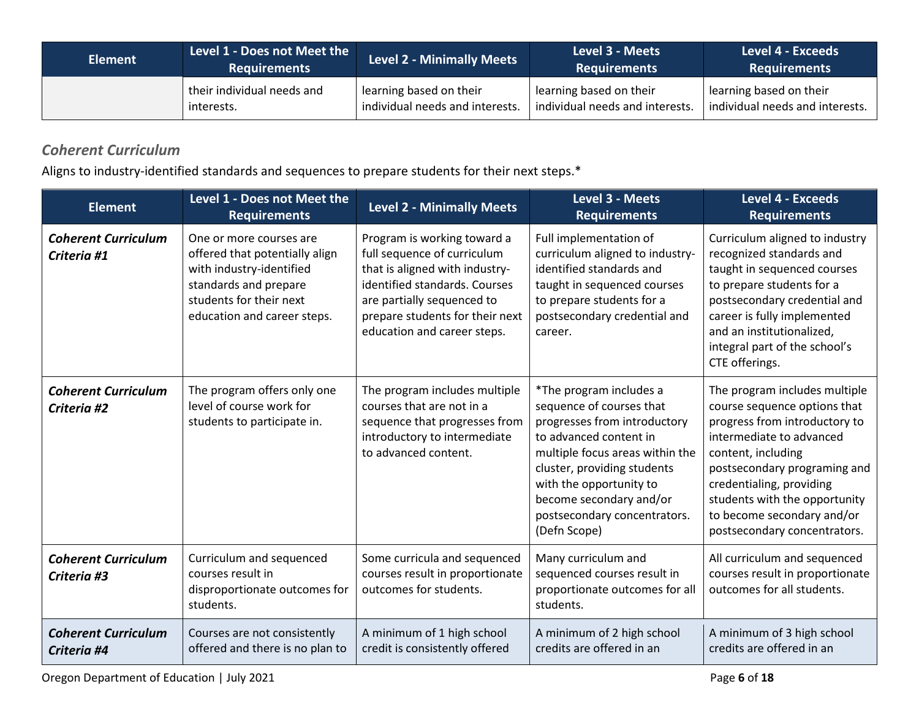| Element | Level 1 - Does not Meet the Requirements | Level 2 - Minimally Meets | Level 3 - Meets Requirements | Level 4 - Exceeds Requirements |
|---|---|---|---|---|
| | their individual needs and interests. | learning based on their individual needs and interests. | learning based on their individual needs and interests. | learning based on their individual needs and interests. |

### *Coherent Curriculum*

Aligns to industry-identified standards and sequences to prepare students for their next steps.*

| Element | Level 1 - Does not Meet the Requirements | Level 2 - Minimally Meets | Level 3 - Meets Requirements | Level 4 - Exceeds Requirements |
|---|---|---|---|---|
| ***Coherent Curriculum Criteria #1*** | One or more courses are offered that potentially align with industry-identified standards and prepare students for their next education and career steps. | Program is working toward a full sequence of curriculum that is aligned with industry-identified standards. Courses are partially sequenced to prepare students for their next education and career steps. | Full implementation of curriculum aligned to industry-identified standards and taught in sequenced courses to prepare students for a postsecondary credential and career. | Curriculum aligned to industry recognized standards and taught in sequenced courses to prepare students for a postsecondary credential and career is fully implemented and an institutionalized, integral part of the school's CTE offerings. |
| ***Coherent Curriculum Criteria #2*** | The program offers only one level of course work for students to participate in. | The program includes multiple courses that are not in a sequence that progresses from introductory to intermediate to advanced content. | *The program includes a sequence of courses that progresses from introductory to advanced content in multiple focus areas within the cluster, providing students with the opportunity to become secondary and/or postsecondary concentrators. (Defn Scope) | The program includes multiple course sequence options that progress from introductory to intermediate to advanced content, including postsecondary programing and credentialing, providing students with the opportunity to become secondary and/or postsecondary concentrators. |
| ***Coherent Curriculum Criteria #3*** | Curriculum and sequenced courses result in disproportionate outcomes for students. | Some curricula and sequenced courses result in proportionate outcomes for students. | Many curriculum and sequenced courses result in proportionate outcomes for all students. | All curriculum and sequenced courses result in proportionate outcomes for all students. |
| ***Coherent Curriculum Criteria #4*** | Courses are not consistently offered and there is no plan to | A minimum of 1 high school credit is consistently offered | A minimum of 2 high school credits are offered in an | A minimum of 3 high school credits are offered in an |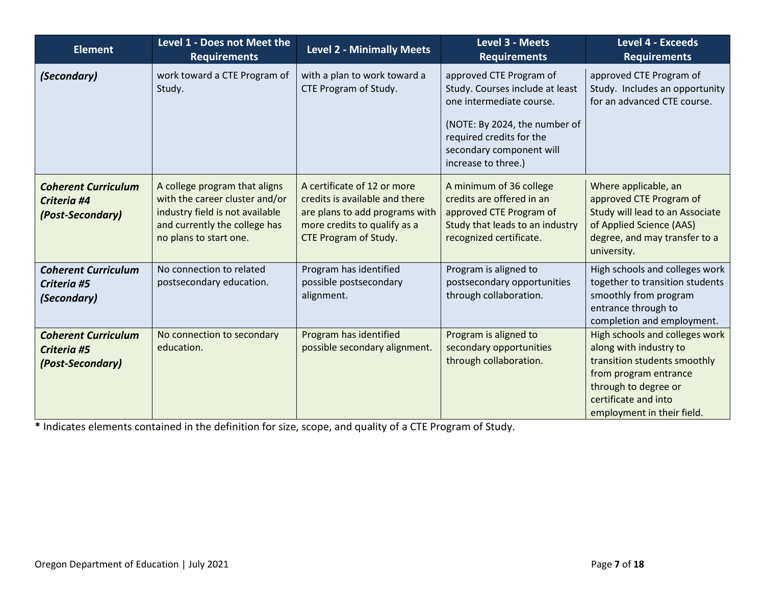| Element | Level 1 - Does not Meet the Requirements | Level 2 - Minimally Meets | Level 3 - Meets Requirements | Level 4 - Exceeds Requirements |
|---|---|---|---|---|
| ***(Secondary)*** | work toward a CTE Program of Study. | with a plan to work toward a CTE Program of Study. | approved CTE Program of Study. Courses include at least one intermediate course.<br><br>(NOTE: By 2024, the number of required credits for the secondary component will increase to three.) | approved CTE Program of Study. Includes an opportunity for an advanced CTE course. |
| ***Coherent Curriculum Criteria #4 (Post-Secondary)*** | A college program that aligns with the career cluster and/or industry field is not available and currently the college has no plans to start one. | A certificate of 12 or more credits is available and there are plans to add programs with more credits to qualify as a CTE Program of Study. | A minimum of 36 college credits are offered in an approved CTE Program of Study that leads to an industry recognized certificate. | Where applicable, an approved CTE Program of Study will lead to an Associate of Applied Science (AAS) degree, and may transfer to a university. |
| ***Coherent Curriculum Criteria #5 (Secondary)*** | No connection to related postsecondary education. | Program has identified possible postsecondary alignment. | Program is aligned to postsecondary opportunities through collaboration. | High schools and colleges work together to transition students smoothly from program entrance through to completion and employment. |
| ***Coherent Curriculum Criteria #5 (Post-Secondary)*** | No connection to secondary education. | Program has identified possible secondary alignment. | Program is aligned to secondary opportunities through collaboration. | High schools and colleges work along with industry to transition students smoothly from program entrance through to degree or certificate and into employment in their field. |

**\*** Indicates elements contained in the definition for size, scope, and quality of a CTE Program of Study.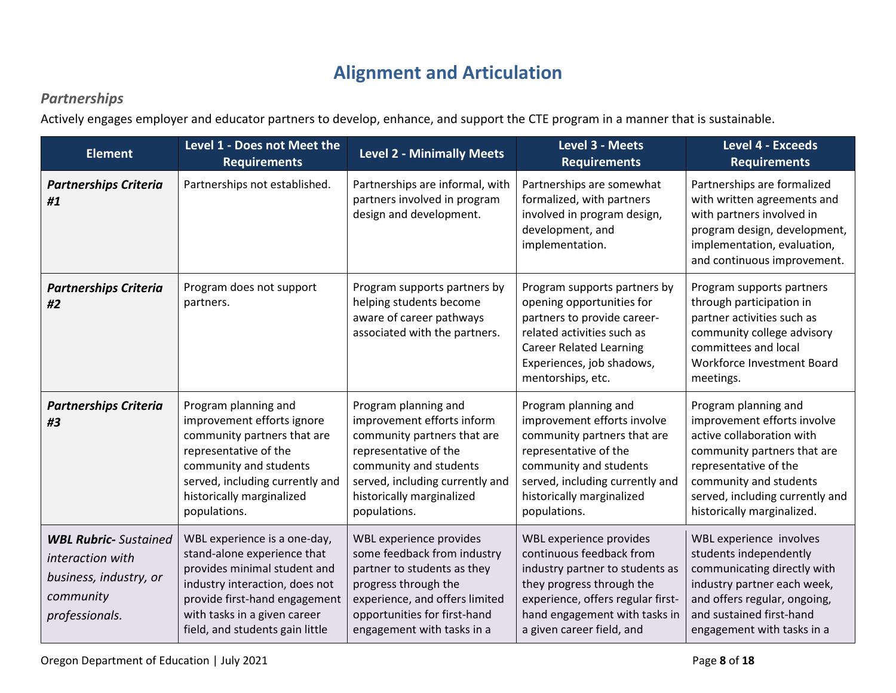# Alignment and Articulation

## *Partnerships*

Actively engages employer and educator partners to develop, enhance, and support the CTE program in a manner that is sustainable.

| Element | Level 1 - Does not Meet the Requirements | Level 2 - Minimally Meets | Level 3 - Meets Requirements | Level 4 - Exceeds Requirements |
|---|---|---|---|---|
| ***Partnerships Criteria #1*** | Partnerships not established. | Partnerships are informal, with partners involved in program design and development. | Partnerships are somewhat formalized, with partners involved in program design, development, and implementation. | Partnerships are formalized with written agreements and with partners involved in program design, development, implementation, evaluation, and continuous improvement. |
| ***Partnerships Criteria #2*** | Program does not support partners. | Program supports partners by helping students become aware of career pathways associated with the partners. | Program supports partners by opening opportunities for partners to provide career-related activities such as Career Related Learning Experiences, job shadows, mentorships, etc. | Program supports partners through participation in partner activities such as community college advisory committees and local Workforce Investment Board meetings. |
| ***Partnerships Criteria #3*** | Program planning and improvement efforts ignore community partners that are representative of the community and students served, including currently and historically marginalized populations. | Program planning and improvement efforts inform community partners that are representative of the community and students served, including currently and historically marginalized populations. | Program planning and improvement efforts involve community partners that are representative of the community and students served, including currently and historically marginalized populations. | Program planning and improvement efforts involve active collaboration with community partners that are representative of the community and students served, including currently and historically marginalized. |
| ***WBL Rubric-*** *Sustained interaction with business, industry, or community professionals.* | WBL experience is a one-day, stand-alone experience that provides minimal student and industry interaction, does not provide first-hand engagement with tasks in a given career field, and students gain little | WBL experience provides some feedback from industry partner to students as they progress through the experience, and offers limited opportunities for first-hand engagement with tasks in a | WBL experience provides continuous feedback from industry partner to students as they progress through the experience, offers regular first-hand engagement with tasks in a given career field, and | WBL experience involves students independently communicating directly with industry partner each week, and offers regular, ongoing, and sustained first-hand engagement with tasks in a |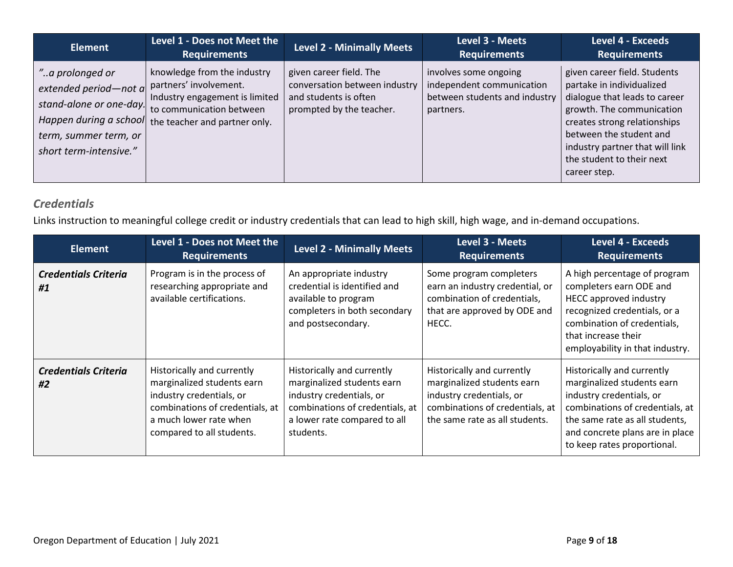| Element | Level 1 - Does not Meet the Requirements | Level 2 - Minimally Meets | Level 3 - Meets Requirements | Level 4 - Exceeds Requirements |
| --- | --- | --- | --- | --- |
| *"..a prolonged or extended period—not a stand-alone or one-day. Happen during a school term, summer term, or short term-intensive."* | knowledge from the industry partners' involvement. Industry engagement is limited to communication between the teacher and partner only. | given career field. The conversation between industry and students is often prompted by the teacher. | involves some ongoing independent communication between students and industry partners. | given career field. Students partake in individualized dialogue that leads to career growth. The communication creates strong relationships between the student and industry partner that will link the student to their next career step. |

### *Credentials*

Links instruction to meaningful college credit or industry credentials that can lead to high skill, high wage, and in-demand occupations.

| Element | Level 1 - Does not Meet the Requirements | Level 2 - Minimally Meets | Level 3 - Meets Requirements | Level 4 - Exceeds Requirements |
| --- | --- | --- | --- | --- |
| ***Credentials Criteria #1*** | Program is in the process of researching appropriate and available certifications. | An appropriate industry credential is identified and available to program completers in both secondary and postsecondary. | Some program completers earn an industry credential, or combination of credentials, that are approved by ODE and HECC. | A high percentage of program completers earn ODE and HECC approved industry recognized credentials, or a combination of credentials, that increase their employability in that industry. |
| ***Credentials Criteria #2*** | Historically and currently marginalized students earn industry credentials, or combinations of credentials, at a much lower rate when compared to all students. | Historically and currently marginalized students earn industry credentials, or combinations of credentials, at a lower rate compared to all students. | Historically and currently marginalized students earn industry credentials, or combinations of credentials, at the same rate as all students. | Historically and currently marginalized students earn industry credentials, or combinations of credentials, at the same rate as all students, and concrete plans are in place to keep rates proportional. |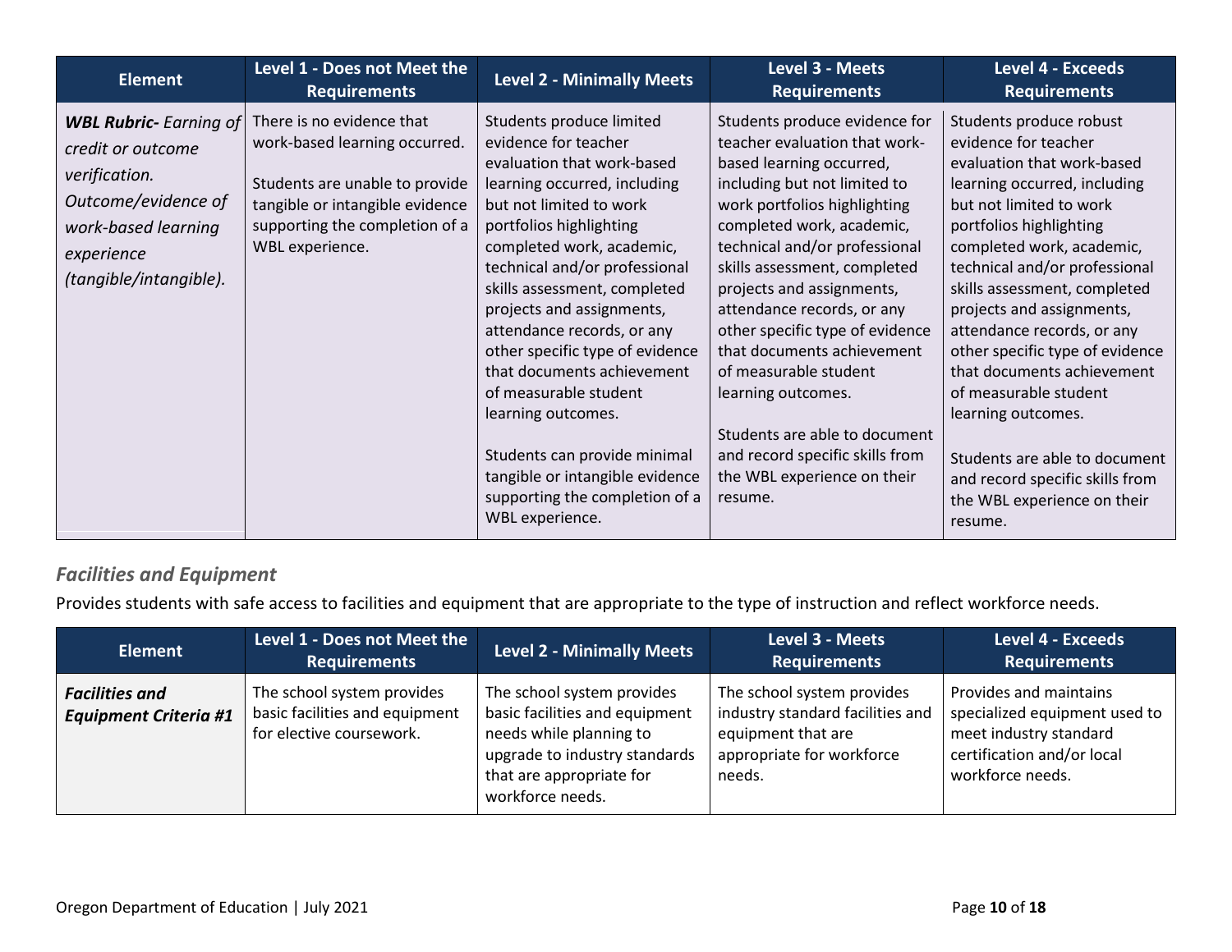| Element | Level 1 - Does not Meet the Requirements | Level 2 - Minimally Meets | Level 3 - Meets Requirements | Level 4 - Exceeds Requirements |
| --- | --- | --- | --- | --- |
| ***WBL Rubric-*** *Earning of credit or outcome verification. Outcome/evidence of work-based learning experience (tangible/intangible).* | There is no evidence that work-based learning occurred.<br><br>Students are unable to provide tangible or intangible evidence supporting the completion of a WBL experience. | Students produce limited evidence for teacher evaluation that work-based learning occurred, including but not limited to work portfolios highlighting completed work, academic, technical and/or professional skills assessment, completed projects and assignments, attendance records, or any other specific type of evidence that documents achievement of measurable student learning outcomes.<br><br>Students can provide minimal tangible or intangible evidence supporting the completion of a WBL experience. | Students produce evidence for teacher evaluation that work-based learning occurred, including but not limited to work portfolios highlighting completed work, academic, technical and/or professional skills assessment, completed projects and assignments, attendance records, or any other specific type of evidence that documents achievement of measurable student learning outcomes.<br><br>Students are able to document and record specific skills from the WBL experience on their resume. | Students produce robust evidence for teacher evaluation that work-based learning occurred, including but not limited to work portfolios highlighting completed work, academic, technical and/or professional skills assessment, completed projects and assignments, attendance records, or any other specific type of evidence that documents achievement of measurable student learning outcomes.<br><br>Students are able to document and record specific skills from the WBL experience on their resume. |

### *Facilities and Equipment*

Provides students with safe access to facilities and equipment that are appropriate to the type of instruction and reflect workforce needs.

| Element | Level 1 - Does not Meet the Requirements | Level 2 - Minimally Meets | Level 3 - Meets Requirements | Level 4 - Exceeds Requirements |
| --- | --- | --- | --- | --- |
| ***Facilities and Equipment Criteria #1*** | The school system provides basic facilities and equipment for elective coursework. | The school system provides basic facilities and equipment needs while planning to upgrade to industry standards that are appropriate for workforce needs. | The school system provides industry standard facilities and equipment that are appropriate for workforce needs. | Provides and maintains specialized equipment used to meet industry standard certification and/or local workforce needs. |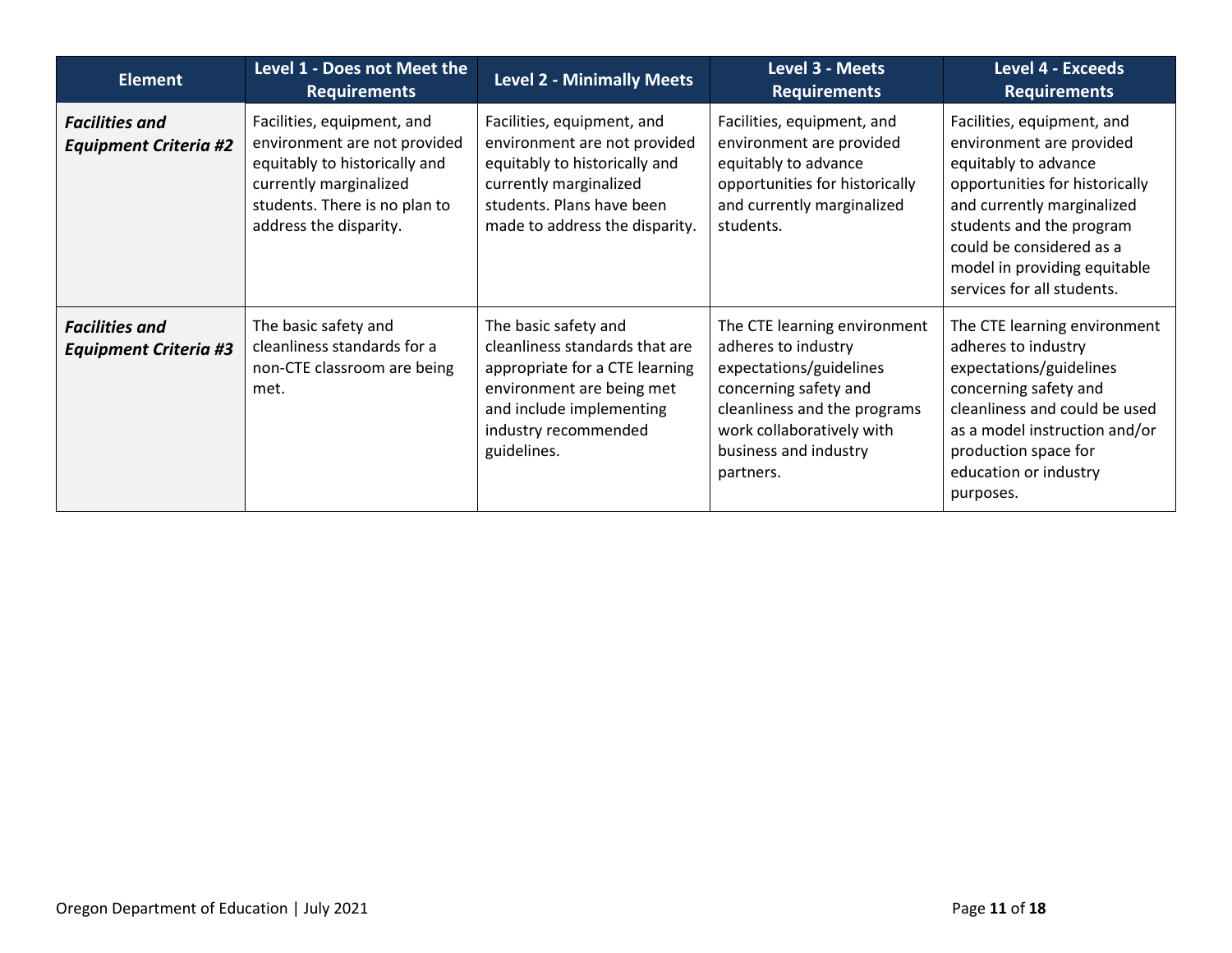| Element | Level 1 - Does not Meet the Requirements | Level 2 - Minimally Meets | Level 3 - Meets Requirements | Level 4 - Exceeds Requirements |
|---|---|---|---|---|
| ***Facilities and Equipment Criteria #2*** | Facilities, equipment, and environment are not provided equitably to historically and currently marginalized students. There is no plan to address the disparity. | Facilities, equipment, and environment are not provided equitably to historically and currently marginalized students. Plans have been made to address the disparity. | Facilities, equipment, and environment are provided equitably to advance opportunities for historically and currently marginalized students. | Facilities, equipment, and environment are provided equitably to advance opportunities for historically and currently marginalized students and the program could be considered as a model in providing equitable services for all students. |
| ***Facilities and Equipment Criteria #3*** | The basic safety and cleanliness standards for a non-CTE classroom are being met. | The basic safety and cleanliness standards that are appropriate for a CTE learning environment are being met and include implementing industry recommended guidelines. | The CTE learning environment adheres to industry expectations/guidelines concerning safety and cleanliness and the programs work collaboratively with business and industry partners. | The CTE learning environment adheres to industry expectations/guidelines concerning safety and cleanliness and could be used as a model instruction and/or production space for education or industry purposes. |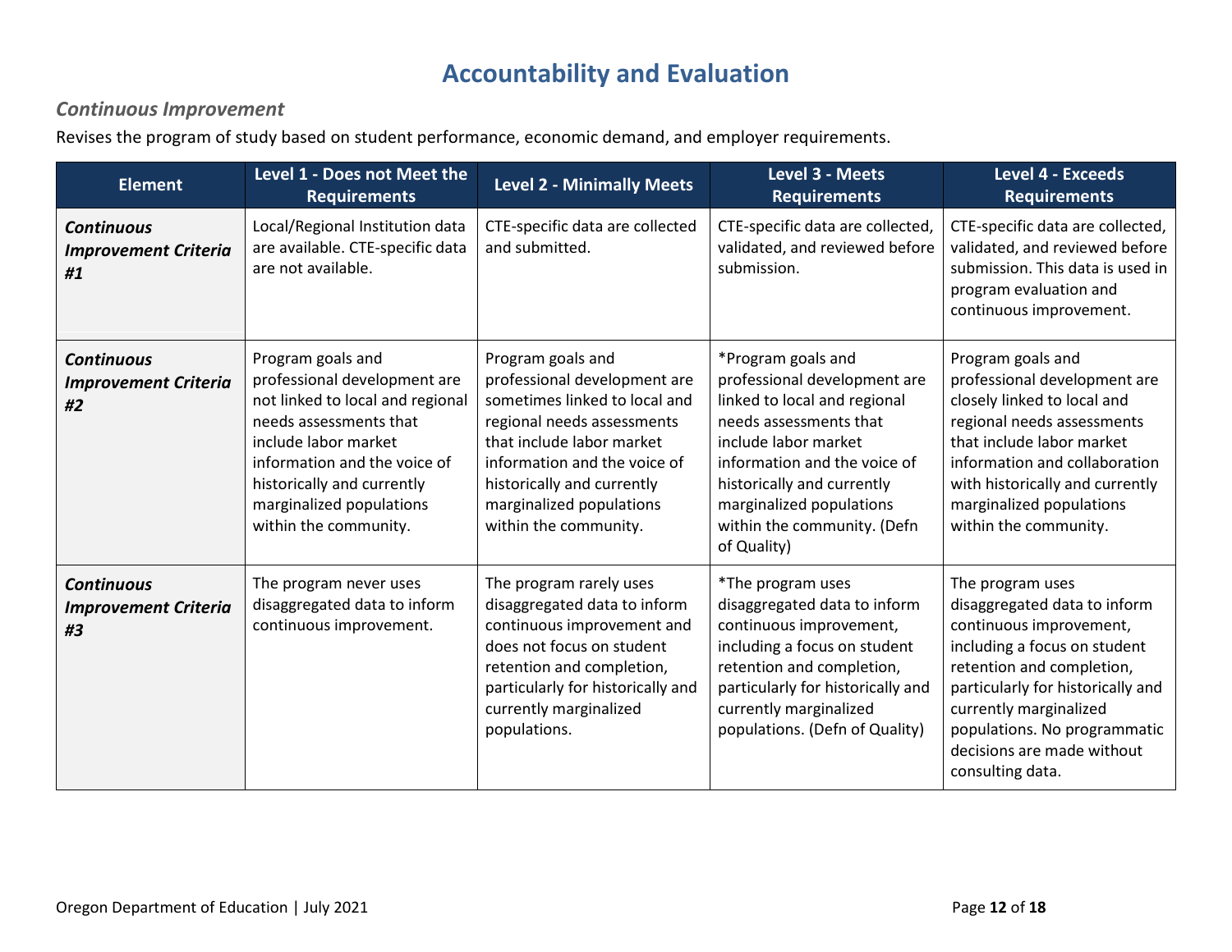# Accountability and Evaluation

### *Continuous Improvement*

Revises the program of study based on student performance, economic demand, and employer requirements.

| Element | Level 1 - Does not Meet the Requirements | Level 2 - Minimally Meets | Level 3 - Meets Requirements | Level 4 - Exceeds Requirements |
|---|---|---|---|---|
| ***Continuous Improvement Criteria #1*** | Local/Regional Institution data are available. CTE-specific data are not available. | CTE-specific data are collected and submitted. | CTE-specific data are collected, validated, and reviewed before submission. | CTE-specific data are collected, validated, and reviewed before submission. This data is used in program evaluation and continuous improvement. |
| ***Continuous Improvement Criteria #2*** | Program goals and professional development are not linked to local and regional needs assessments that include labor market information and the voice of historically and currently marginalized populations within the community. | Program goals and professional development are sometimes linked to local and regional needs assessments that include labor market information and the voice of historically and currently marginalized populations within the community. | *Program goals and professional development are linked to local and regional needs assessments that include labor market information and the voice of historically and currently marginalized populations within the community. (Defn of Quality) | Program goals and professional development are closely linked to local and regional needs assessments that include labor market information and collaboration with historically and currently marginalized populations within the community. |
| ***Continuous Improvement Criteria #3*** | The program never uses disaggregated data to inform continuous improvement. | The program rarely uses disaggregated data to inform continuous improvement and does not focus on student retention and completion, particularly for historically and currently marginalized populations. | *The program uses disaggregated data to inform continuous improvement, including a focus on student retention and completion, particularly for historically and currently marginalized populations. (Defn of Quality) | The program uses disaggregated data to inform continuous improvement, including a focus on student retention and completion, particularly for historically and currently marginalized populations. No programmatic decisions are made without consulting data. |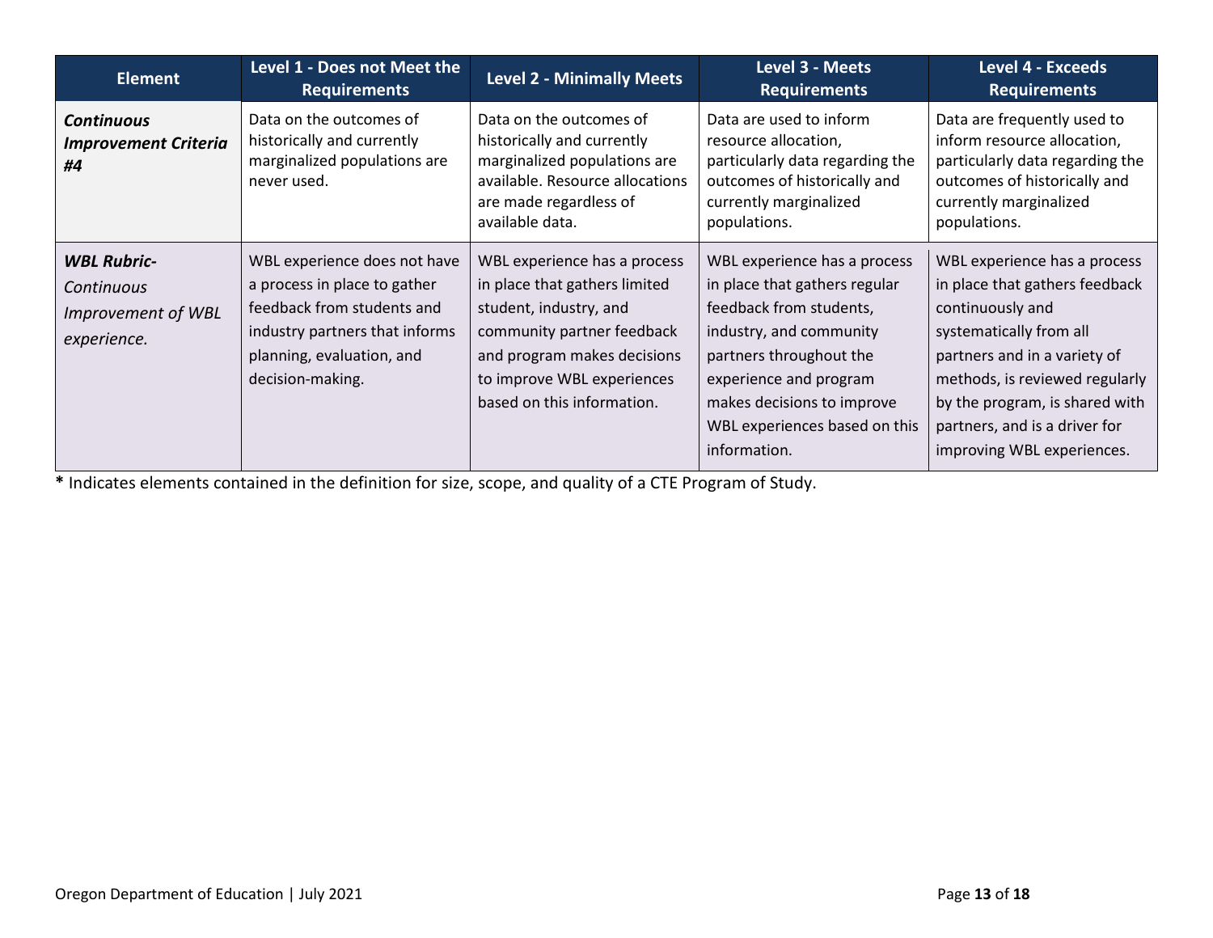| Element | Level 1 - Does not Meet the Requirements | Level 2 - Minimally Meets | Level 3 - Meets Requirements | Level 4 - Exceeds Requirements |
|---|---|---|---|---|
| ***Continuous Improvement Criteria #4*** | Data on the outcomes of historically and currently marginalized populations are never used. | Data on the outcomes of historically and currently marginalized populations are available. Resource allocations are made regardless of available data. | Data are used to inform resource allocation, particularly data regarding the outcomes of historically and currently marginalized populations. | Data are frequently used to inform resource allocation, particularly data regarding the outcomes of historically and currently marginalized populations. |
| ***WBL Rubric-*** *Continuous Improvement of WBL experience.* | WBL experience does not have a process in place to gather feedback from students and industry partners that informs planning, evaluation, and decision-making. | WBL experience has a process in place that gathers limited student, industry, and community partner feedback and program makes decisions to improve WBL experiences based on this information. | WBL experience has a process in place that gathers regular feedback from students, industry, and community partners throughout the experience and program makes decisions to improve WBL experiences based on this information. | WBL experience has a process in place that gathers feedback continuously and systematically from all partners and in a variety of methods, is reviewed regularly by the program, is shared with partners, and is a driver for improving WBL experiences. |

**\*** Indicates elements contained in the definition for size, scope, and quality of a CTE Program of Study.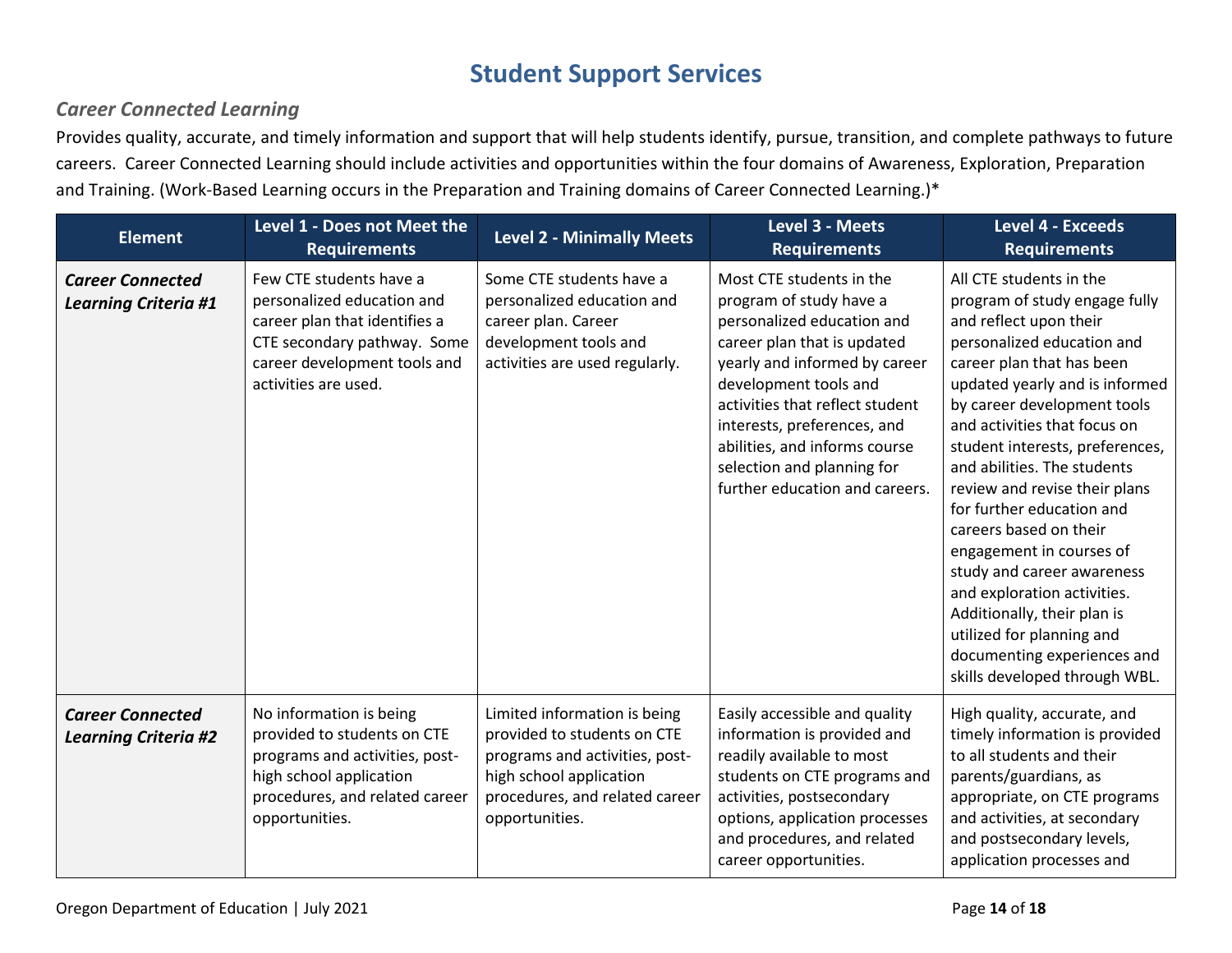# Student Support Services

## *Career Connected Learning*

Provides quality, accurate, and timely information and support that will help students identify, pursue, transition, and complete pathways to future careers. Career Connected Learning should include activities and opportunities within the four domains of Awareness, Exploration, Preparation and Training. (Work-Based Learning occurs in the Preparation and Training domains of Career Connected Learning.)*

| Element | Level 1 - Does not Meet the Requirements | Level 2 - Minimally Meets | Level 3 - Meets Requirements | Level 4 - Exceeds Requirements |
|---|---|---|---|---|
| ***Career Connected Learning Criteria #1*** | Few CTE students have a personalized education and career plan that identifies a CTE secondary pathway. Some career development tools and activities are used. | Some CTE students have a personalized education and career plan. Career development tools and activities are used regularly. | Most CTE students in the program of study have a personalized education and career plan that is updated yearly and informed by career development tools and activities that reflect student interests, preferences, and abilities, and informs course selection and planning for further education and careers. | All CTE students in the program of study engage fully and reflect upon their personalized education and career plan that has been updated yearly and is informed by career development tools and activities that focus on student interests, preferences, and abilities. The students review and revise their plans for further education and careers based on their engagement in courses of study and career awareness and exploration activities. Additionally, their plan is utilized for planning and documenting experiences and skills developed through WBL. |
| ***Career Connected Learning Criteria #2*** | No information is being provided to students on CTE programs and activities, post-high school application procedures, and related career opportunities. | Limited information is being provided to students on CTE programs and activities, post-high school application procedures, and related career opportunities. | Easily accessible and quality information is provided and readily available to most students on CTE programs and activities, postsecondary options, application processes and procedures, and related career opportunities. | High quality, accurate, and timely information is provided to all students and their parents/guardians, as appropriate, on CTE programs and activities, at secondary and postsecondary levels, application processes and |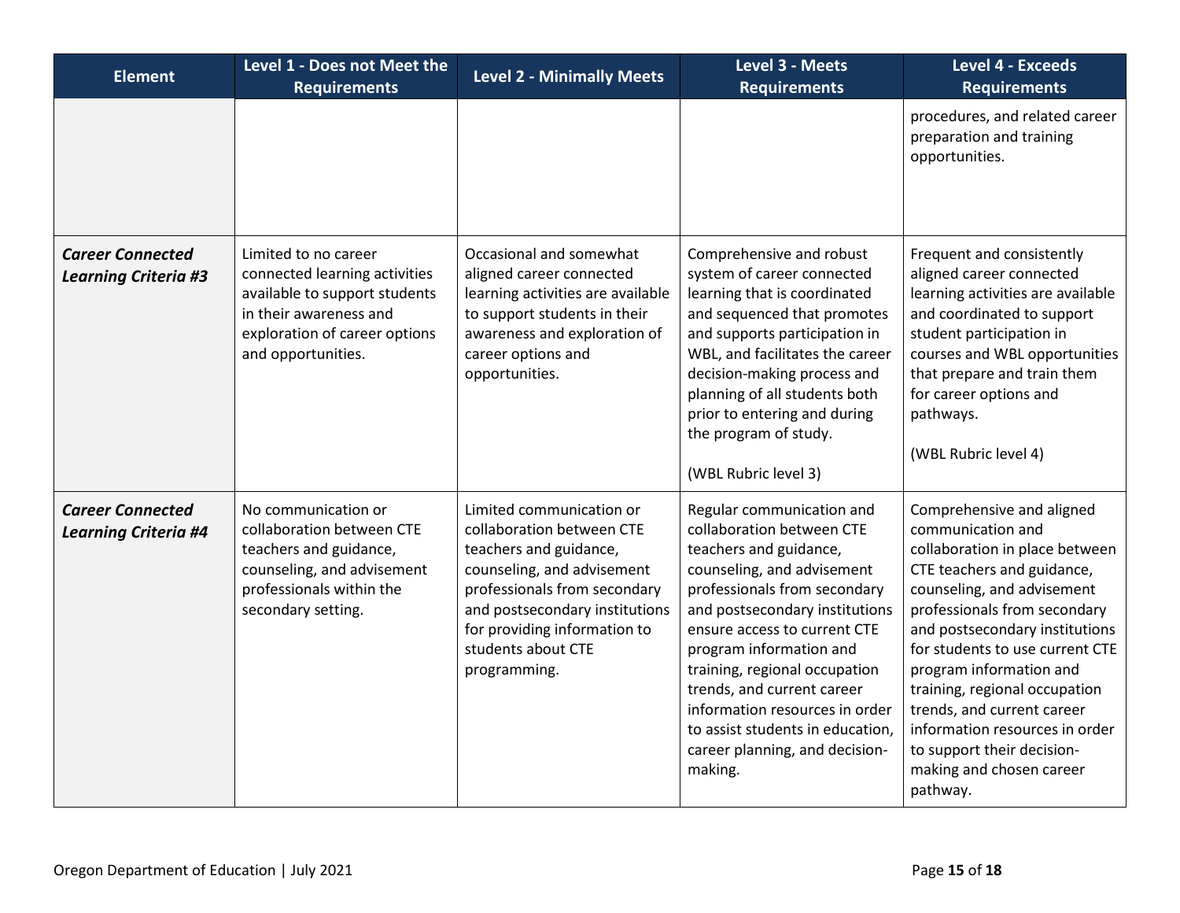| Element | Level 1 - Does not Meet the Requirements | Level 2 - Minimally Meets | Level 3 - Meets Requirements | Level 4 - Exceeds Requirements |
|---|---|---|---|---|
| | | | | procedures, and related career preparation and training opportunities. |
| ***Career Connected Learning Criteria #3*** | Limited to no career connected learning activities available to support students in their awareness and exploration of career options and opportunities. | Occasional and somewhat aligned career connected learning activities are available to support students in their awareness and exploration of career options and opportunities. | Comprehensive and robust system of career connected learning that is coordinated and sequenced that promotes and supports participation in WBL, and facilitates the career decision-making process and planning of all students both prior to entering and during the program of study.<br><br>(WBL Rubric level 3) | Frequent and consistently aligned career connected learning activities are available and coordinated to support student participation in courses and WBL opportunities that prepare and train them for career options and pathways.<br><br>(WBL Rubric level 4) |
| ***Career Connected Learning Criteria #4*** | No communication or collaboration between CTE teachers and guidance, counseling, and advisement professionals within the secondary setting. | Limited communication or collaboration between CTE teachers and guidance, counseling, and advisement professionals from secondary and postsecondary institutions for providing information to students about CTE programming. | Regular communication and collaboration between CTE teachers and guidance, counseling, and advisement professionals from secondary and postsecondary institutions ensure access to current CTE program information and training, regional occupation trends, and current career information resources in order to assist students in education, career planning, and decision-making. | Comprehensive and aligned communication and collaboration in place between CTE teachers and guidance, counseling, and advisement professionals from secondary and postsecondary institutions for students to use current CTE program information and training, regional occupation trends, and current career information resources in order to support their decision-making and chosen career pathway. |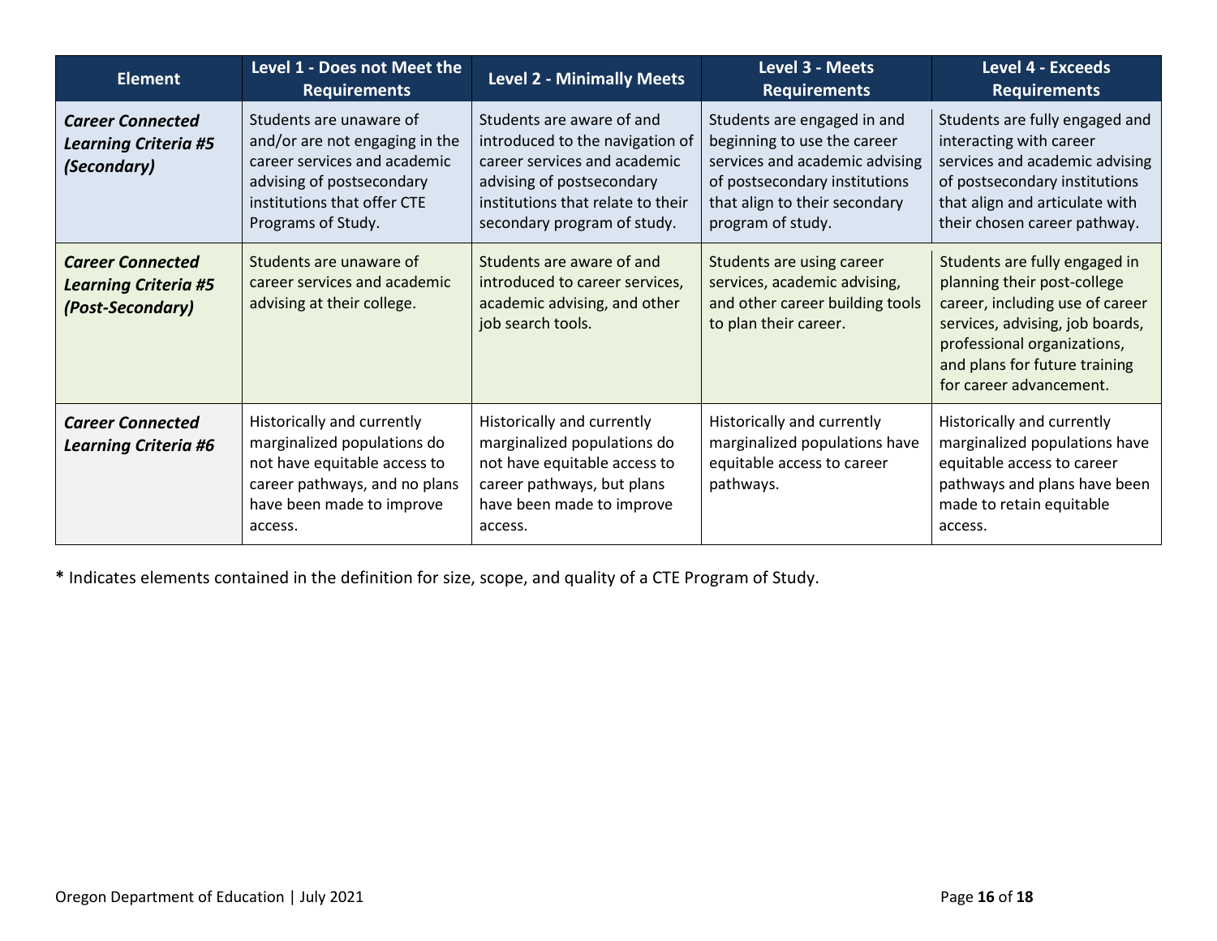| Element | Level 1 - Does not Meet the Requirements | Level 2 - Minimally Meets | Level 3 - Meets Requirements | Level 4 - Exceeds Requirements |
|---|---|---|---|---|
| ***Career Connected Learning Criteria #5 (Secondary)*** | Students are unaware of and/or are not engaging in the career services and academic advising of postsecondary institutions that offer CTE Programs of Study. | Students are aware of and introduced to the navigation of career services and academic advising of postsecondary institutions that relate to their secondary program of study. | Students are engaged in and beginning to use the career services and academic advising of postsecondary institutions that align to their secondary program of study. | Students are fully engaged and interacting with career services and academic advising of postsecondary institutions that align and articulate with their chosen career pathway. |
| ***Career Connected Learning Criteria #5 (Post-Secondary)*** | Students are unaware of career services and academic advising at their college. | Students are aware of and introduced to career services, academic advising, and other job search tools. | Students are using career services, academic advising, and other career building tools to plan their career. | Students are fully engaged in planning their post-college career, including use of career services, advising, job boards, professional organizations, and plans for future training for career advancement. |
| ***Career Connected Learning Criteria #6*** | Historically and currently marginalized populations do not have equitable access to career pathways, and no plans have been made to improve access. | Historically and currently marginalized populations do not have equitable access to career pathways, but plans have been made to improve access. | Historically and currently marginalized populations have equitable access to career pathways. | Historically and currently marginalized populations have equitable access to career pathways and plans have been made to retain equitable access. |

**\*** Indicates elements contained in the definition for size, scope, and quality of a CTE Program of Study.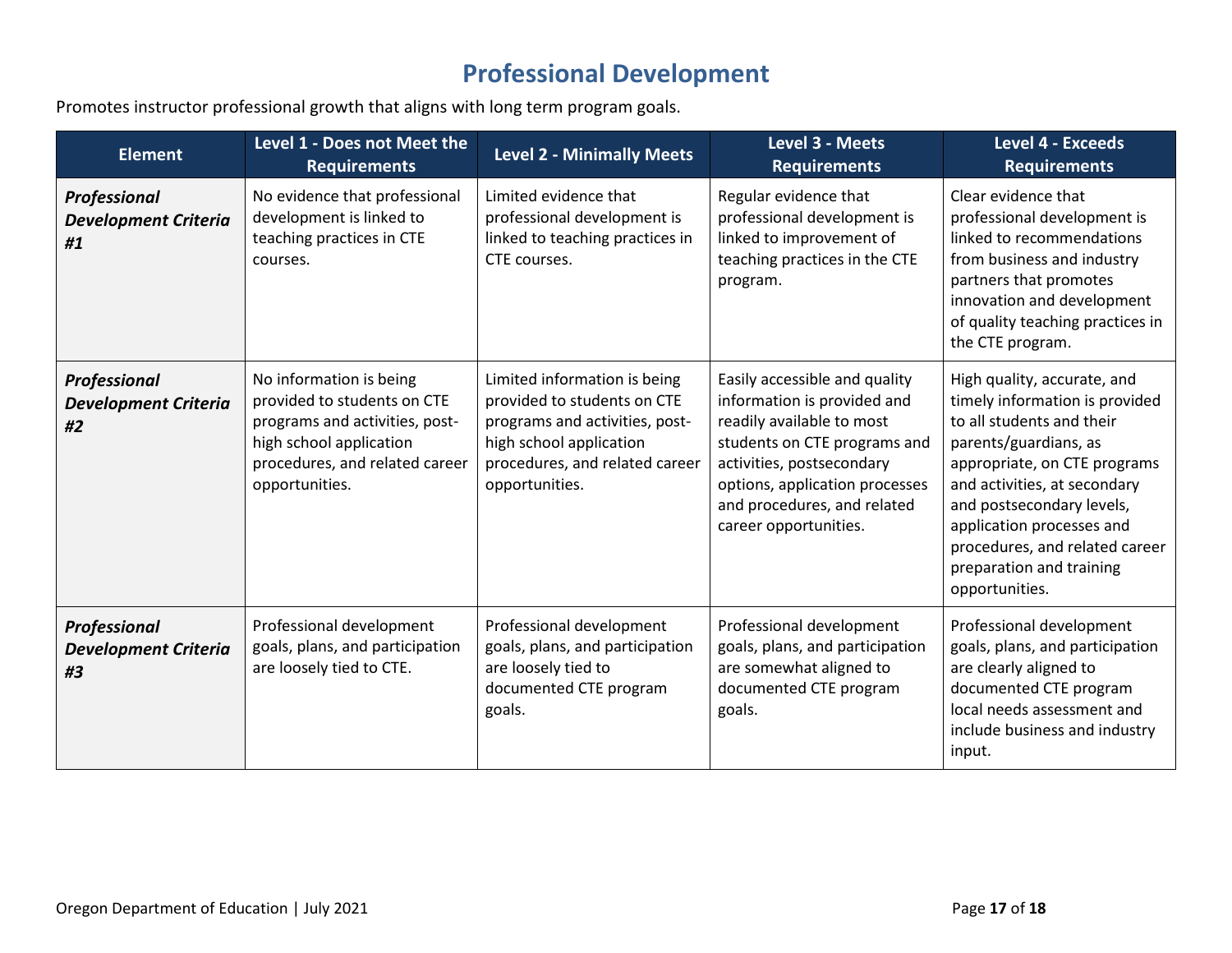# Professional Development

Promotes instructor professional growth that aligns with long term program goals.

| Element | Level 1 - Does not Meet the Requirements | Level 2 - Minimally Meets | Level 3 - Meets Requirements | Level 4 - Exceeds Requirements |
|---|---|---|---|---|
| ***Professional Development Criteria #1*** | No evidence that professional development is linked to teaching practices in CTE courses. | Limited evidence that professional development is linked to teaching practices in CTE courses. | Regular evidence that professional development is linked to improvement of teaching practices in the CTE program. | Clear evidence that professional development is linked to recommendations from business and industry partners that promotes innovation and development of quality teaching practices in the CTE program. |
| ***Professional Development Criteria #2*** | No information is being provided to students on CTE programs and activities, post-high school application procedures, and related career opportunities. | Limited information is being provided to students on CTE programs and activities, post-high school application procedures, and related career opportunities. | Easily accessible and quality information is provided and readily available to most students on CTE programs and activities, postsecondary options, application processes and procedures, and related career opportunities. | High quality, accurate, and timely information is provided to all students and their parents/guardians, as appropriate, on CTE programs and activities, at secondary and postsecondary levels, application processes and procedures, and related career preparation and training opportunities. |
| ***Professional Development Criteria #3*** | Professional development goals, plans, and participation are loosely tied to CTE. | Professional development goals, plans, and participation are loosely tied to documented CTE program goals. | Professional development goals, plans, and participation are somewhat aligned to documented CTE program goals. | Professional development goals, plans, and participation are clearly aligned to documented CTE program local needs assessment and include business and industry input. |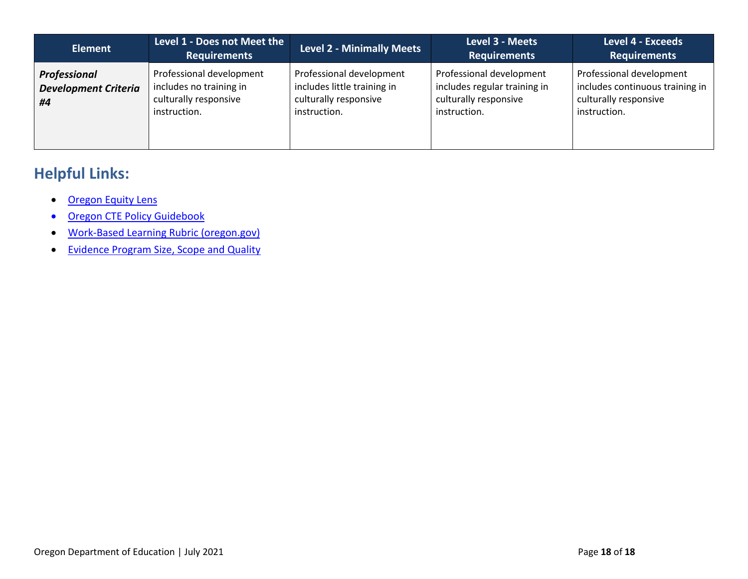| Element | Level 1 - Does not Meet the Requirements | Level 2 - Minimally Meets | Level 3 - Meets Requirements | Level 4 - Exceeds Requirements |
| --- | --- | --- | --- | --- |
| ***Professional Development Criteria #4*** | Professional development includes no training in culturally responsive instruction. | Professional development includes little training in culturally responsive instruction. | Professional development includes regular training in culturally responsive instruction. | Professional development includes continuous training in culturally responsive instruction. |

## Helpful Links:

- Oregon Equity Lens
- Oregon CTE Policy Guidebook
- Work-Based Learning Rubric (oregon.gov)
- Evidence Program Size, Scope and Quality